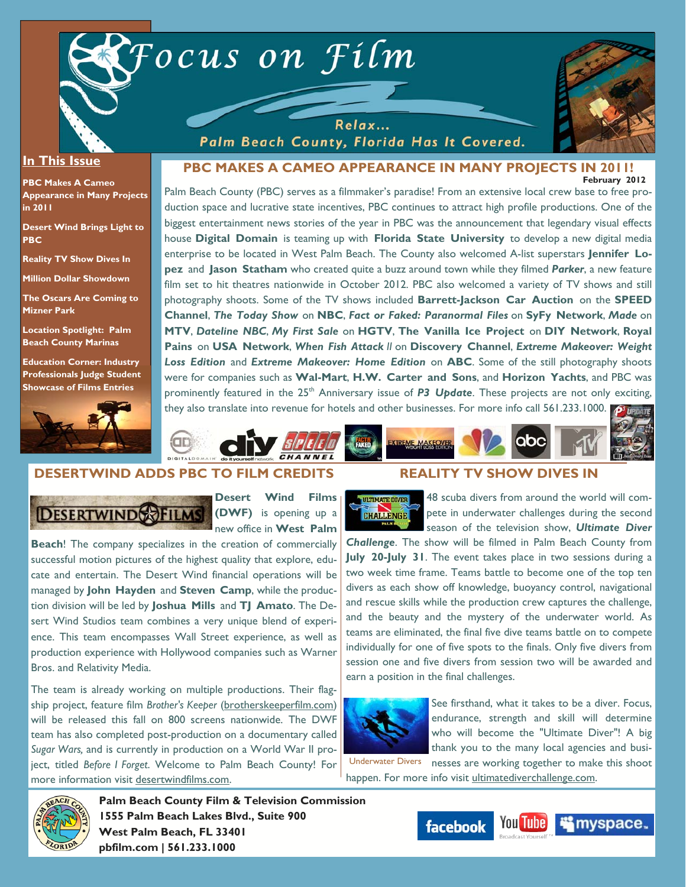# Focus on Film

Relax... Palm Beach County, Florida Has It Covered.

February 2012

## In This Issue

- PBC Makes A Cameo Appearance in Many Projects in 2011
- Desert Wind Brings Light to PBC
- Reality TV Show Dives In
- Million Dollar Showdown
- The Oscars Are Coming to Mizner Park
- Location Spotlight: Palm Beach County Marinas
- Education Corner: Industry Professionals Judge Student Showcase of Films Entries

## PBC MAKES A CAMEO APPEARANCE IN MANY PROJECTS IN 2011!

Palm Beach County (PBC) serves as a filmmaker's paradise! From an extensive local crew base to free production space and lucrative state incentives, PBC continues to attract high profile productions. One of the biggest entertainment news stories of the year in PBC was the announcement that legendary visual effects house **Digital Domain** is teaming up with **Florida State University** to develop a new digital media enterprise to be located in West Palm Beach. The County also welcomed A-list superstars **Jennifer Lopez** and **Jason Statham** who created quite a buzz around town while they filmed ***Parker***, a new feature film set to hit theatres nationwide in October 2012. PBC also welcomed a variety of TV shows and still photography shoots. Some of the TV shows included **Barrett-Jackson Car Auction** on the **SPEED Channel**, ***The Today Show*** on **NBC**, ***Fact or Faked: Paranormal Files*** on **SyFy Network**, ***Made*** on **MTV**, ***Dateline NBC***, ***My First Sale*** on **HGTV**, **The Vanilla Ice Project** on **DIY Network**, **Royal Pains** on **USA Network**, ***When Fish Attack II*** on **Discovery Channel**, ***Extreme Makeover: Weight Loss Edition*** and ***Extreme Makeover: Home Edition*** on **ABC**. Some of the still photography shoots were for companies such as **Wal-Mart**, **H.W. Carter and Sons**, and **Horizon Yachts**, and PBC was prominently featured in the 25th Anniversary issue of ***P3 Update***. These projects are not only exciting, they also translate into revenue for hotels and other businesses. For more info call 561.233.1000.

## DESERTWIND ADDS PBC TO FILM CREDITS

**Desert Wind Films (DWF)** is opening up a new office in **West Palm Beach**! The company specializes in the creation of commercially successful motion pictures of the highest quality that explore, educate and entertain. The Desert Wind financial operations will be managed by **John Hayden** and **Steven Camp**, while the production division will be led by **Joshua Mills** and **TJ Amato**. The Desert Wind Studios team combines a very unique blend of experience. This team encompasses Wall Street experience, as well as production experience with Hollywood companies such as Warner Bros. and Relativity Media.

The team is already working on multiple productions. Their flagship project, feature film *Brother's Keeper* (brotherskeeperfilm.com) will be released this fall on 800 screens nationwide. The DWF team has also completed post-production on a documentary called *Sugar Wars,* and is currently in production on a World War II project, titled *Before I Forget*. Welcome to Palm Beach County! For more information visit desertwindfilms.com.

## REALITY TV SHOW DIVES IN

48 scuba divers from around the world will compete in underwater challenges during the second season of the television show, ***Ultimate Diver Challenge***. The show will be filmed in Palm Beach County from **July 20-July 31**. The event takes place in two sessions during a two week time frame. Teams battle to become one of the top ten divers as each show off knowledge, buoyancy control, navigational and rescue skills while the production crew captures the challenge, and the beauty and the mystery of the underwater world. As teams are eliminated, the final five dive teams battle on to compete individually for one of five spots to the finals. Only five divers from session one and five divers from session two will be awarded and earn a position in the final challenges.

Underwater Divers

See firsthand, what it takes to be a diver. Focus, endurance, strength and skill will determine who will become the "Ultimate Diver"! A big thank you to the many local agencies and businesses are working together to make this shoot happen. For more info visit ultimatediverchallenge.com.

**Palm Beach County Film & Television Commission**
**1555 Palm Beach Lakes Blvd., Suite 900**
**West Palm Beach, FL 33401**
**pbfilm.com | 561.233.1000**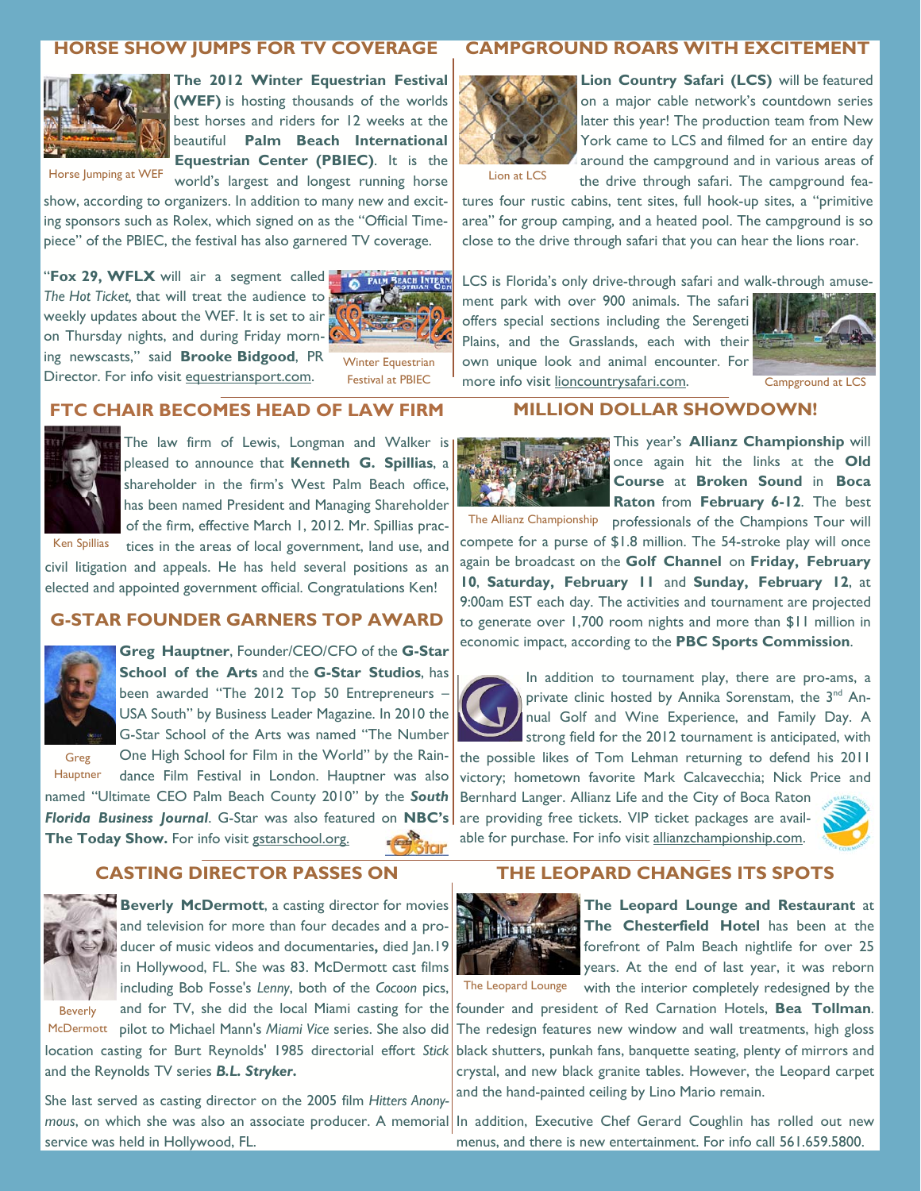## HORSE SHOW JUMPS FOR TV COVERAGE

Horse Jumping at WEF

**The 2012 Winter Equestrian Festival (WEF)** is hosting thousands of the worlds best horses and riders for 12 weeks at the beautiful **Palm Beach International Equestrian Center (PBIEC)**. It is the world's largest and longest running horse show, according to organizers. In addition to many new and exciting sponsors such as Rolex, which signed on as the "Official Timepiece" of the PBIEC, the festival has also garnered TV coverage.

"**Fox 29, WFLX** will air a segment called *The Hot Ticket,* that will treat the audience to weekly updates about the WEF. It is set to air on Thursday nights, and during Friday morning newscasts," said **Brooke Bidgood**, PR Director. For info visit equestriansport.com.

Winter Equestrian Festival at PBIEC

## CAMPGROUND ROARS WITH EXCITEMENT

Lion at LCS

**Lion Country Safari (LCS)** will be featured on a major cable network's countdown series later this year! The production team from New York came to LCS and filmed for an entire day around the campground and in various areas of the drive through safari. The campground features four rustic cabins, tent sites, full hook-up sites, a "primitive area" for group camping, and a heated pool. The campground is so close to the drive through safari that you can hear the lions roar.

LCS is Florida's only drive-through safari and walk-through amusement park with over 900 animals. The safari offers special sections including the Serengeti Plains, and the Grasslands, each with their own unique look and animal encounter. For more info visit lioncountrysafari.com.

Campground at LCS

## FTC CHAIR BECOMES HEAD OF LAW FIRM

Ken Spillias

The law firm of Lewis, Longman and Walker is pleased to announce that **Kenneth G. Spillias**, a shareholder in the firm's West Palm Beach office, has been named President and Managing Shareholder of the firm, effective March 1, 2012. Mr. Spillias practices in the areas of local government, land use, and civil litigation and appeals. He has held several positions as an elected and appointed government official. Congratulations Ken!

## G-STAR FOUNDER GARNERS TOP AWARD

Greg Hauptner

**Greg Hauptner**, Founder/CEO/CFO of the **G-Star School of the Arts** and the **G-Star Studios**, has been awarded "The 2012 Top 50 Entrepreneurs – USA South" by Business Leader Magazine. In 2010 the G-Star School of the Arts was named "The Number One High School for Film in the World" by the Raindance Film Festival in London. Hauptner was also named "Ultimate CEO Palm Beach County 2010" by the ***South Florida Business Journal***. G-Star was also featured on **NBC's The Today Show.** For info visit gstarschool.org.

## MILLION DOLLAR SHOWDOWN!

The Allianz Championship

This year's **Allianz Championship** will once again hit the links at the **Old Course** at **Broken Sound** in **Boca Raton** from **February 6-12**. The best professionals of the Champions Tour will compete for a purse of $1.8 million. The 54-stroke play will once again be broadcast on the **Golf Channel** on **Friday, February 10**, **Saturday, February 11** and **Sunday, February 12**, at 9:00am EST each day. The activities and tournament are projected to generate over 1,700 room nights and more than $11 million in economic impact, according to the **PBC Sports Commission**.

In addition to tournament play, there are pro-ams, a private clinic hosted by Annika Sorenstam, the 3rd Annual Golf and Wine Experience, and Family Day. A strong field for the 2012 tournament is anticipated, with the possible likes of Tom Lehman returning to defend his 2011 victory; hometown favorite Mark Calcavecchia; Nick Price and Bernhard Langer. Allianz Life and the City of Boca Raton are providing free tickets. VIP ticket packages are available for purchase. For info visit allianzchampionship.com.

## CASTING DIRECTOR PASSES ON

Beverly McDermott

**Beverly McDermott**, a casting director for movies and television for more than four decades and a producer of music videos and documentaries**,** died Jan.19 in Hollywood, FL. She was 83. McDermott cast films including Bob Fosse's *Lenny*, both of the *Cocoon* pics, and for TV, she did the local Miami casting for the pilot to Michael Mann's *Miami Vice* series. She also did location casting for Burt Reynolds' 1985 directorial effort *Stick* and the Reynolds TV series ***B.L. Stryker***.

She last served as casting director on the 2005 film *Hitters Anonymous*, on which she was also an associate producer. A memorial service was held in Hollywood, FL.

## THE LEOPARD CHANGES ITS SPOTS

The Leopard Lounge

**The Leopard Lounge and Restaurant** at **The Chesterfield Hotel** has been at the forefront of Palm Beach nightlife for over 25 years. At the end of last year, it was reborn with the interior completely redesigned by the founder and president of Red Carnation Hotels, **Bea Tollman**. The redesign features new window and wall treatments, high gloss black shutters, punkah fans, banquette seating, plenty of mirrors and crystal, and new black granite tables. However, the Leopard carpet and the hand-painted ceiling by Lino Mario remain.

In addition, Executive Chef Gerard Coughlin has rolled out new menus, and there is new entertainment. For info call 561.659.5800.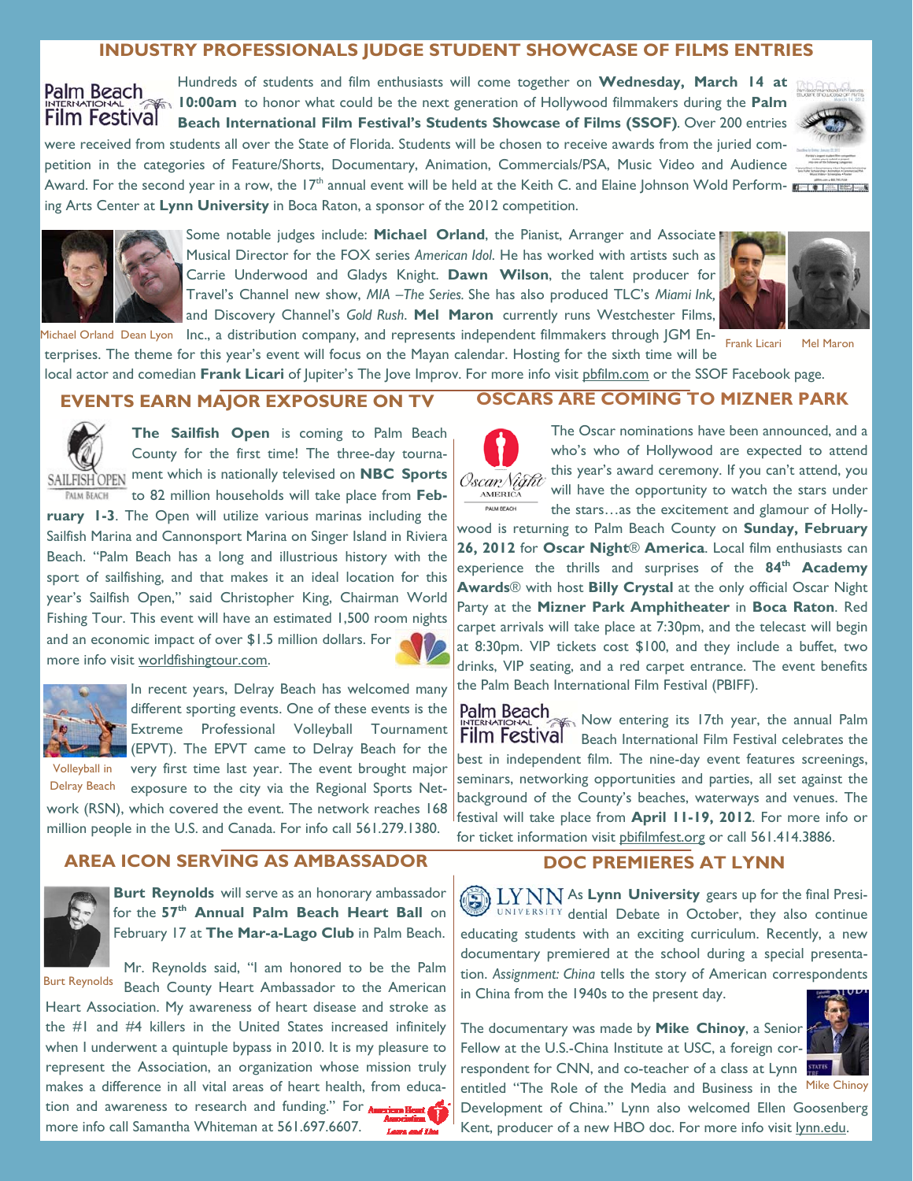## INDUSTRY PROFESSIONALS JUDGE STUDENT SHOWCASE OF FILMS ENTRIES

Hundreds of students and film enthusiasts will come together on **Wednesday, March 14 at 10:00am** to honor what could be the next generation of Hollywood filmmakers during the **Palm Beach International Film Festival's Students Showcase of Films (SSOF)**. Over 200 entries were received from students all over the State of Florida. Students will be chosen to receive awards from the juried competition in the categories of Feature/Shorts, Documentary, Animation, Commercials/PSA, Music Video and Audience Award. For the second year in a row, the 17th annual event will be held at the Keith C. and Elaine Johnson Wold Performing Arts Center at **Lynn University** in Boca Raton, a sponsor of the 2012 competition.

Michael Orland Dean Lyon

Some notable judges include: **Michael Orland**, the Pianist, Arranger and Associate Musical Director for the FOX series *American Idol*. He has worked with artists such as Carrie Underwood and Gladys Knight. **Dawn Wilson**, the talent producer for Travel's Channel new show, *MIA –The Series.* She has also produced TLC's *Miami Ink,* and Discovery Channel's *Gold Rush*. **Mel Maron** currently runs Westchester Films, Inc., a distribution company, and represents independent filmmakers through JGM Enterprises. The theme for this year's event will focus on the Mayan calendar. Hosting for the sixth time will be local actor and comedian **Frank Licari** of Jupiter's The Jove Improv. For more info visit pbfilm.com or the SSOF Facebook page.

Frank Licari Mel Maron

## EVENTS EARN MAJOR EXPOSURE ON TV

**The Sailfish Open** is coming to Palm Beach County for the first time! The three-day tournament which is nationally televised on **NBC Sports** to 82 million households will take place from **February 1-3**. The Open will utilize various marinas including the Sailfish Marina and Cannonsport Marina on Singer Island in Riviera Beach. "Palm Beach has a long and illustrious history with the sport of sailfishing, and that makes it an ideal location for this year's Sailfish Open," said Christopher King, Chairman World Fishing Tour. This event will have an estimated 1,500 room nights and an economic impact of over $1.5 million dollars. For more info visit worldfishingtour.com.

In recent years, Delray Beach has welcomed many different sporting events. One of these events is the Extreme Professional Volleyball Tournament (EPVT). The EPVT came to Delray Beach for the very first time last year. The event brought major exposure to the city via the Regional Sports Network (RSN), which covered the event. The network reaches 168 million people in the U.S. and Canada. For info call 561.279.1380.

Volleyball in Delray Beach

## OSCARS ARE COMING TO MIZNER PARK

The Oscar nominations have been announced, and a who's who of Hollywood are expected to attend this year's award ceremony. If you can't attend, you will have the opportunity to watch the stars under the stars…as the excitement and glamour of Hollywood is returning to Palm Beach County on **Sunday, February 26, 2012** for **Oscar Night® America**. Local film enthusiasts can experience the thrills and surprises of the **84th Academy Awards®** with host **Billy Crystal** at the only official Oscar Night Party at the **Mizner Park Amphitheater** in **Boca Raton**. Red carpet arrivals will take place at 7:30pm, and the telecast will begin at 8:30pm. VIP tickets cost $100, and they include a buffet, two drinks, VIP seating, and a red carpet entrance. The event benefits the Palm Beach International Film Festival (PBIFF).

Now entering its 17th year, the annual Palm Beach International Film Festival celebrates the best in independent film. The nine-day event features screenings, seminars, networking opportunities and parties, all set against the background of the County's beaches, waterways and venues. The festival will take place from **April 11-19, 2012**. For more info or for ticket information visit pbifilmfest.org or call 561.414.3886.

## AREA ICON SERVING AS AMBASSADOR

**Burt Reynolds** will serve as an honorary ambassador for the **57th Annual Palm Beach Heart Ball** on February 17 at **The Mar-a-Lago Club** in Palm Beach.

Burt Reynolds

Mr. Reynolds said, "I am honored to be the Palm Beach County Heart Ambassador to the American Heart Association. My awareness of heart disease and stroke as the #1 and #4 killers in the United States increased infinitely when I underwent a quintuple bypass in 2010. It is my pleasure to represent the Association, an organization whose mission truly makes a difference in all vital areas of heart health, from education and awareness to research and funding." For more info call Samantha Whiteman at 561.697.6607.

## DOC PREMIERES AT LYNN

As **Lynn University** gears up for the final Presidential Debate in October, they also continue educating students with an exciting curriculum. Recently, a new documentary premiered at the school during a special presentation. *Assignment: China* tells the story of American correspondents in China from the 1940s to the present day.

The documentary was made by **Mike Chinoy**, a Senior Fellow at the U.S.-China Institute at USC, a foreign correspondent for CNN, and co-teacher of a class at Lynn entitled "The Role of the Media and Business in the Development of China." Lynn also welcomed Ellen Goosenberg Kent, producer of a new HBO doc. For more info visit lynn.edu.

Mike Chinoy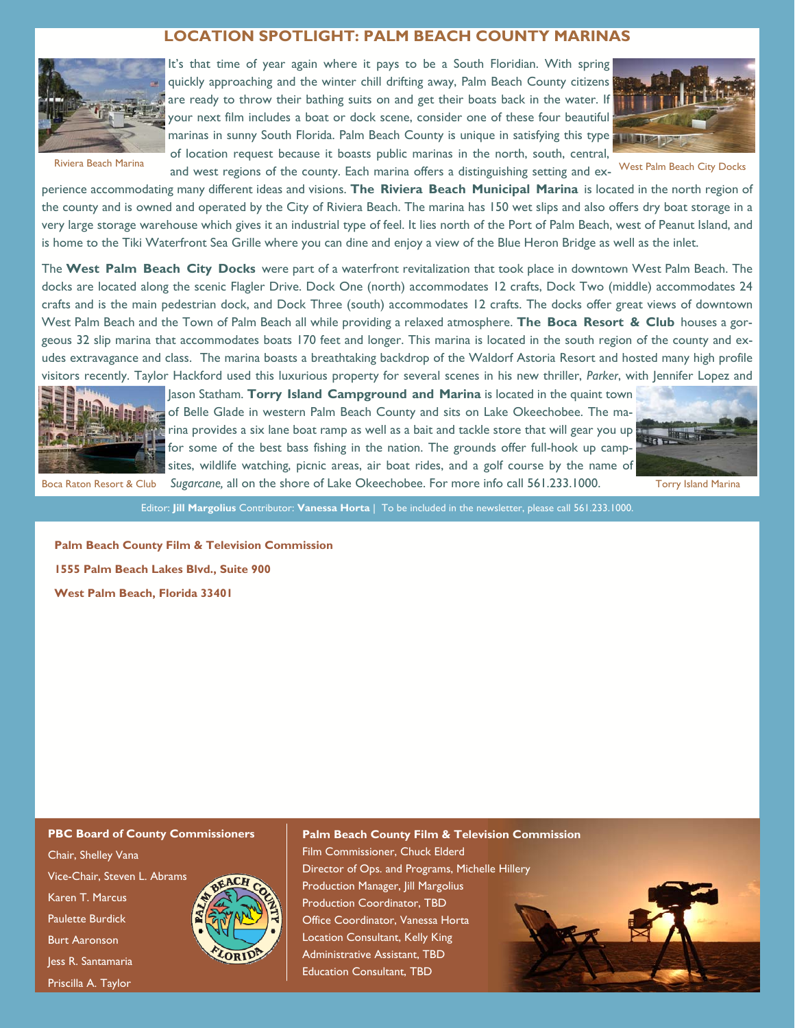## LOCATION SPOTLIGHT: PALM BEACH COUNTY MARINAS

Riviera Beach Marina

West Palm Beach City Docks

It's that time of year again where it pays to be a South Floridian. With spring quickly approaching and the winter chill drifting away, Palm Beach County citizens are ready to throw their bathing suits on and get their boats back in the water. If your next film includes a boat or dock scene, consider one of these four beautiful marinas in sunny South Florida. Palm Beach County is unique in satisfying this type of location request because it boasts public marinas in the north, south, central, and west regions of the county. Each marina offers a distinguishing setting and experience accommodating many different ideas and visions. **The Riviera Beach Municipal Marina** is located in the north region of the county and is owned and operated by the City of Riviera Beach. The marina has 150 wet slips and also offers dry boat storage in a very large storage warehouse which gives it an industrial type of feel. It lies north of the Port of Palm Beach, west of Peanut Island, and is home to the Tiki Waterfront Sea Grille where you can dine and enjoy a view of the Blue Heron Bridge as well as the inlet.

The **West Palm Beach City Docks** were part of a waterfront revitalization that took place in downtown West Palm Beach. The docks are located along the scenic Flagler Drive. Dock One (north) accommodates 12 crafts, Dock Two (middle) accommodates 24 crafts and is the main pedestrian dock, and Dock Three (south) accommodates 12 crafts. The docks offer great views of downtown West Palm Beach and the Town of Palm Beach all while providing a relaxed atmosphere. **The Boca Resort & Club** houses a gorgeous 32 slip marina that accommodates boats 170 feet and longer. This marina is located in the south region of the county and exudes extravagance and class. The marina boasts a breathtaking backdrop of the Waldorf Astoria Resort and hosted many high profile visitors recently. Taylor Hackford used this luxurious property for several scenes in his new thriller, *Parker*, with Jennifer Lopez and Jason Statham. **Torry Island Campground and Marina** is located in the quaint town of Belle Glade in western Palm Beach County and sits on Lake Okeechobee. The marina provides a six lane boat ramp as well as a bait and tackle store that will gear you up for some of the best bass fishing in the nation. The grounds offer full-hook up campsites, wildlife watching, picnic areas, air boat rides, and a golf course by the name of *Sugarcane,* all on the shore of Lake Okeechobee. For more info call 561.233.1000.

Boca Raton Resort & Club

Torry Island Marina

Editor: **Jill Margolius** Contributor: **Vanessa Horta** | To be included in the newsletter, please call 561.233.1000.

**Palm Beach County Film & Television Commission**

**1555 Palm Beach Lakes Blvd., Suite 900**

**West Palm Beach, Florida 33401**

**PBC Board of County Commissioners**

Chair, Shelley Vana
Vice-Chair, Steven L. Abrams
Karen T. Marcus
Paulette Burdick
Burt Aaronson
Jess R. Santamaria
Priscilla A. Taylor

**Palm Beach County Film & Television Commission**

Film Commissioner, Chuck Elderd
Director of Ops. and Programs, Michelle Hillery
Production Manager, Jill Margolius
Production Coordinator, TBD
Office Coordinator, Vanessa Horta
Location Consultant, Kelly King
Administrative Assistant, TBD
Education Consultant, TBD